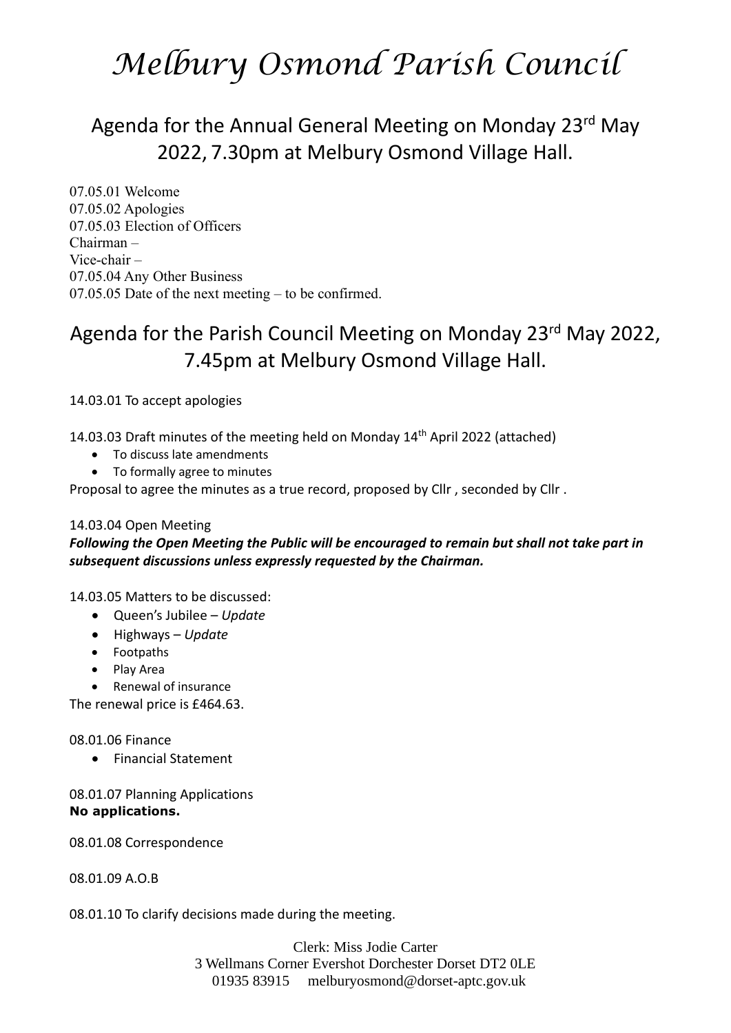# Melbury Osmond Parish Council

## Agenda for the Annual General Meeting on Monday 23rd May 2022, 7.30pm at Melbury Osmond Village Hall.

07.05.01 Welcome
07.05.02 Apologies
07.05.03 Election of Officers
Chairman –
Vice-chair –
07.05.04 Any Other Business
07.05.05 Date of the next meeting – to be confirmed.

## Agenda for the Parish Council Meeting on Monday 23rd May 2022, 7.45pm at Melbury Osmond Village Hall.

14.03.01 To accept apologies

14.03.03 Draft minutes of the meeting held on Monday 14th April 2022 (attached)

- To discuss late amendments
- To formally agree to minutes

Proposal to agree the minutes as a true record, proposed by Cllr , seconded by Cllr .

14.03.04 Open Meeting

***Following the Open Meeting the Public will be encouraged to remain but shall not take part in subsequent discussions unless expressly requested by the Chairman.***

14.03.05 Matters to be discussed:

- Queen's Jubilee – *Update*
- Highways – *Update*
- Footpaths
- Play Area
- Renewal of insurance

The renewal price is £464.63.

08.01.06 Finance

- Financial Statement

08.01.07 Planning Applications
**No applications.**

08.01.08 Correspondence

08.01.09 A.O.B

08.01.10 To clarify decisions made during the meeting.

Clerk: Miss Jodie Carter
3 Wellmans Corner Evershot Dorchester Dorset DT2 0LE
01935 83915 melburyosmond@dorset-aptc.gov.uk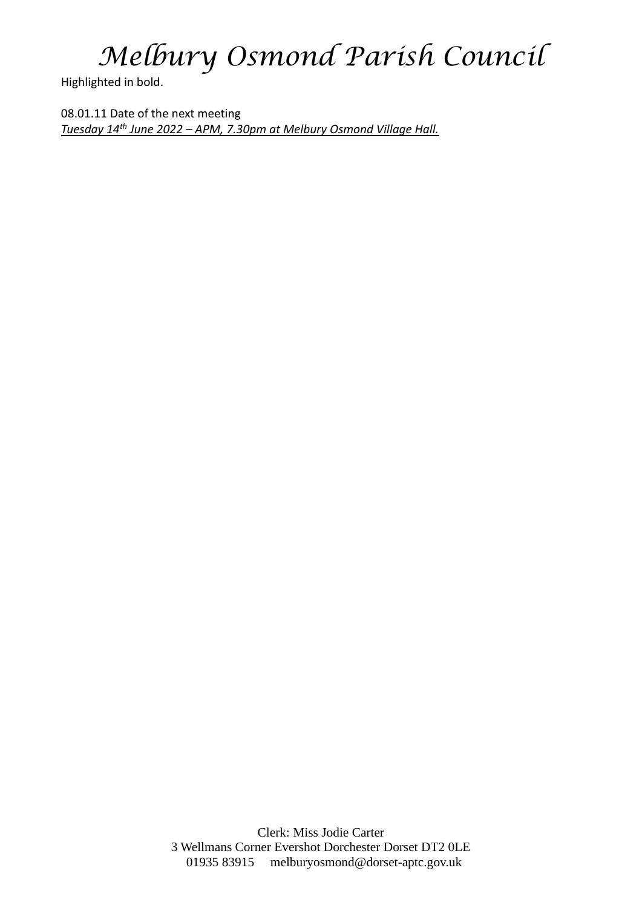Highlighted in bold.

08.01.11 Date of the next meeting

*Tuesday 14th June 2022 – APM, 7.30pm at Melbury Osmond Village Hall.*